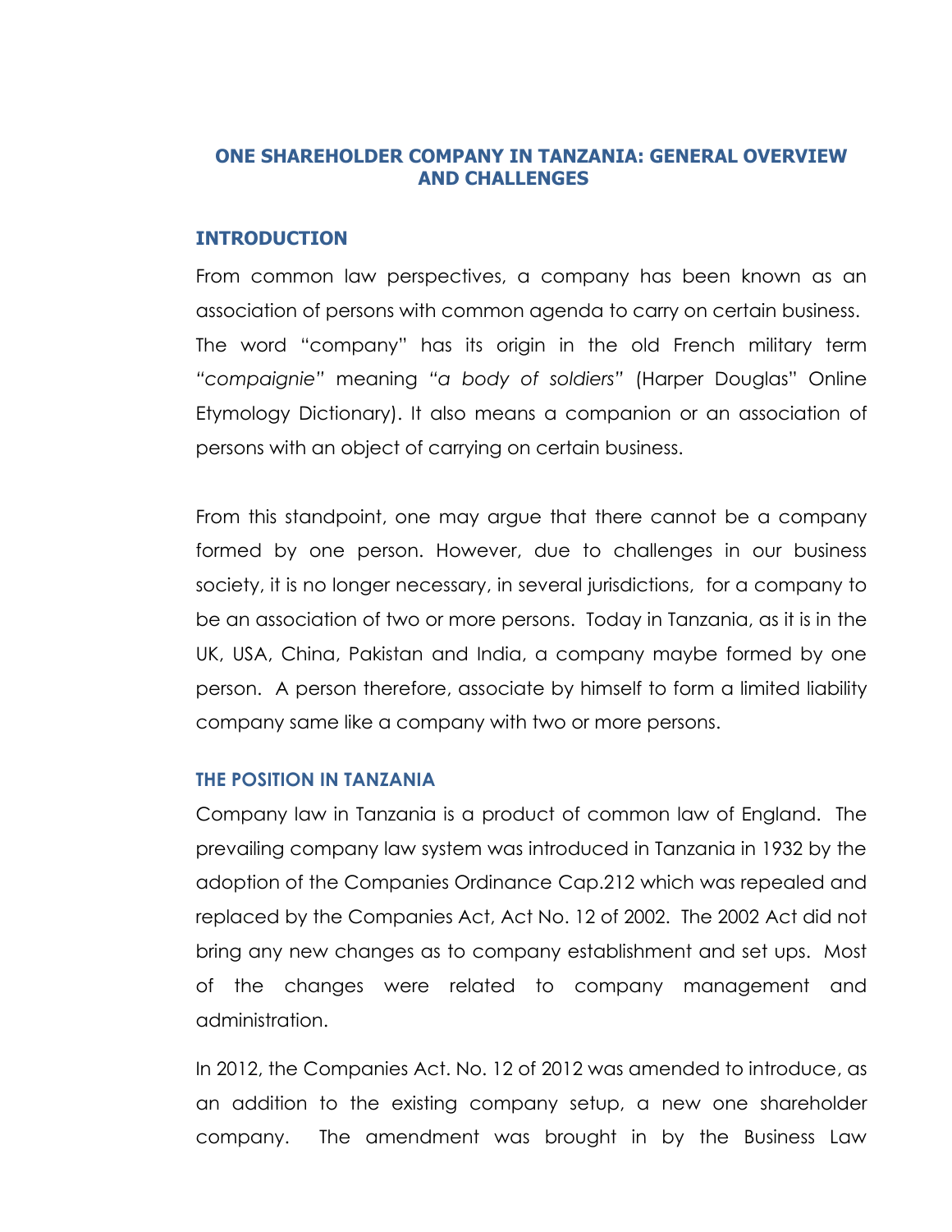# ONE SHAREHOLDER COMPANY IN TANZANIA: GENERAL OVERVIEW AND CHALLENGES

## INTRODUCTION

From common law perspectives, a company has been known as an association of persons with common agenda to carry on certain business. The word "company" has its origin in the old French military term *"compaignie"* meaning *"a body of soldiers"* (Harper Douglas" Online Etymology Dictionary). It also means a companion or an association of persons with an object of carrying on certain business.

From this standpoint, one may argue that there cannot be a company formed by one person. However, due to challenges in our business society, it is no longer necessary, in several jurisdictions, for a company to be an association of two or more persons. Today in Tanzania, as it is in the UK, USA, China, Pakistan and India, a company maybe formed by one person. A person therefore, associate by himself to form a limited liability company same like a company with two or more persons.

### THE POSITION IN TANZANIA

Company law in Tanzania is a product of common law of England. The prevailing company law system was introduced in Tanzania in 1932 by the adoption of the Companies Ordinance Cap.212 which was repealed and replaced by the Companies Act, Act No. 12 of 2002. The 2002 Act did not bring any new changes as to company establishment and set ups. Most of the changes were related to company management and administration.

In 2012, the Companies Act. No. 12 of 2012 was amended to introduce, as an addition to the existing company setup, a new one shareholder company. The amendment was brought in by the Business Law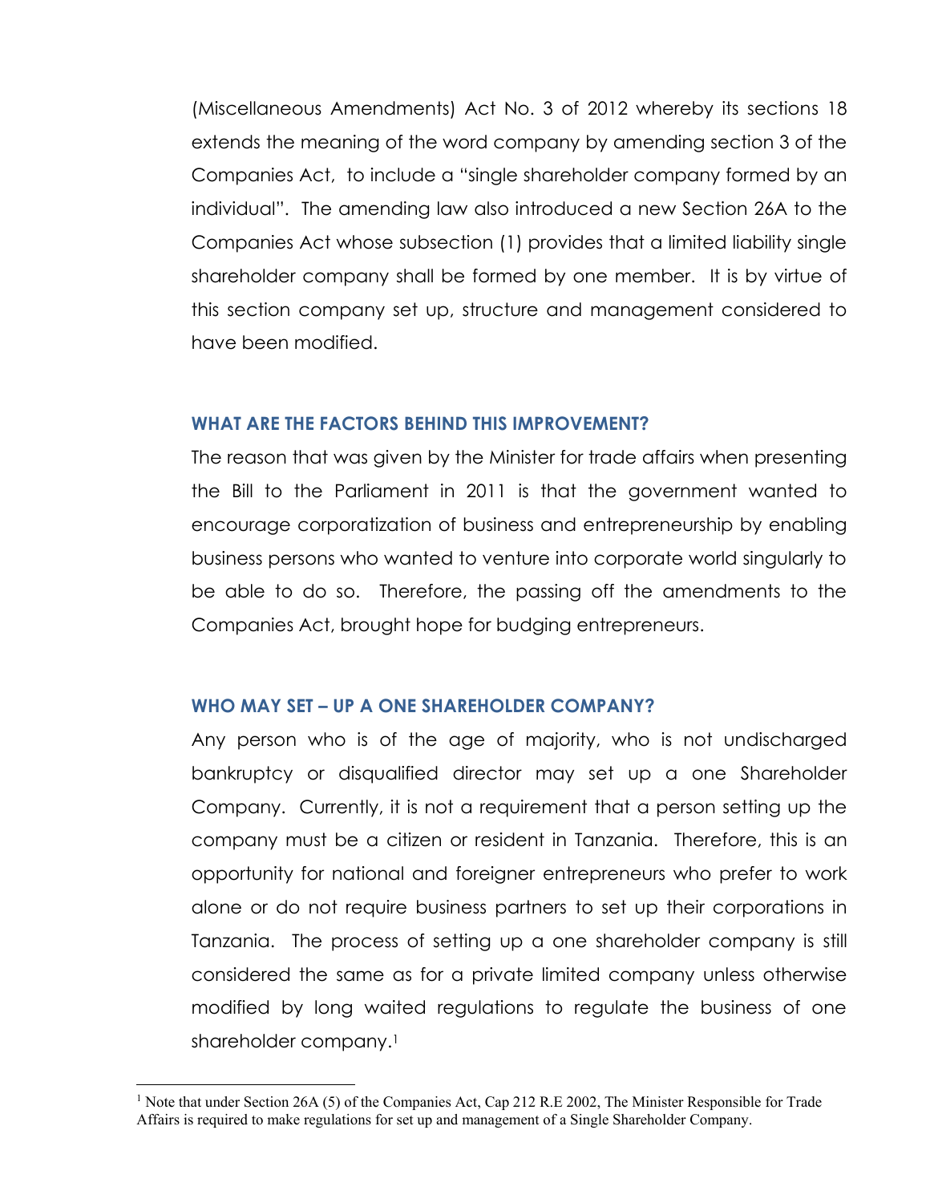(Miscellaneous Amendments) Act No. 3 of 2012 whereby its sections 18 extends the meaning of the word company by amending section 3 of the Companies Act, to include a "single shareholder company formed by an individual". The amending law also introduced a new Section 26A to the Companies Act whose subsection (1) provides that a limited liability single shareholder company shall be formed by one member. It is by virtue of this section company set up, structure and management considered to have been modified.

## WHAT ARE THE FACTORS BEHIND THIS IMPROVEMENT?

The reason that was given by the Minister for trade affairs when presenting the Bill to the Parliament in 2011 is that the government wanted to encourage corporatization of business and entrepreneurship by enabling business persons who wanted to venture into corporate world singularly to be able to do so. Therefore, the passing off the amendments to the Companies Act, brought hope for budging entrepreneurs.

## WHO MAY SET – UP A ONE SHAREHOLDER COMPANY?

Any person who is of the age of majority, who is not undischarged bankruptcy or disqualified director may set up a one Shareholder Company. Currently, it is not a requirement that a person setting up the company must be a citizen or resident in Tanzania. Therefore, this is an opportunity for national and foreigner entrepreneurs who prefer to work alone or do not require business partners to set up their corporations in Tanzania. The process of setting up a one shareholder company is still considered the same as for a private limited company unless otherwise modified by long waited regulations to regulate the business of one shareholder company.[1]

---

[1] Note that under Section 26A (5) of the Companies Act, Cap 212 R.E 2002, The Minister Responsible for Trade Affairs is required to make regulations for set up and management of a Single Shareholder Company.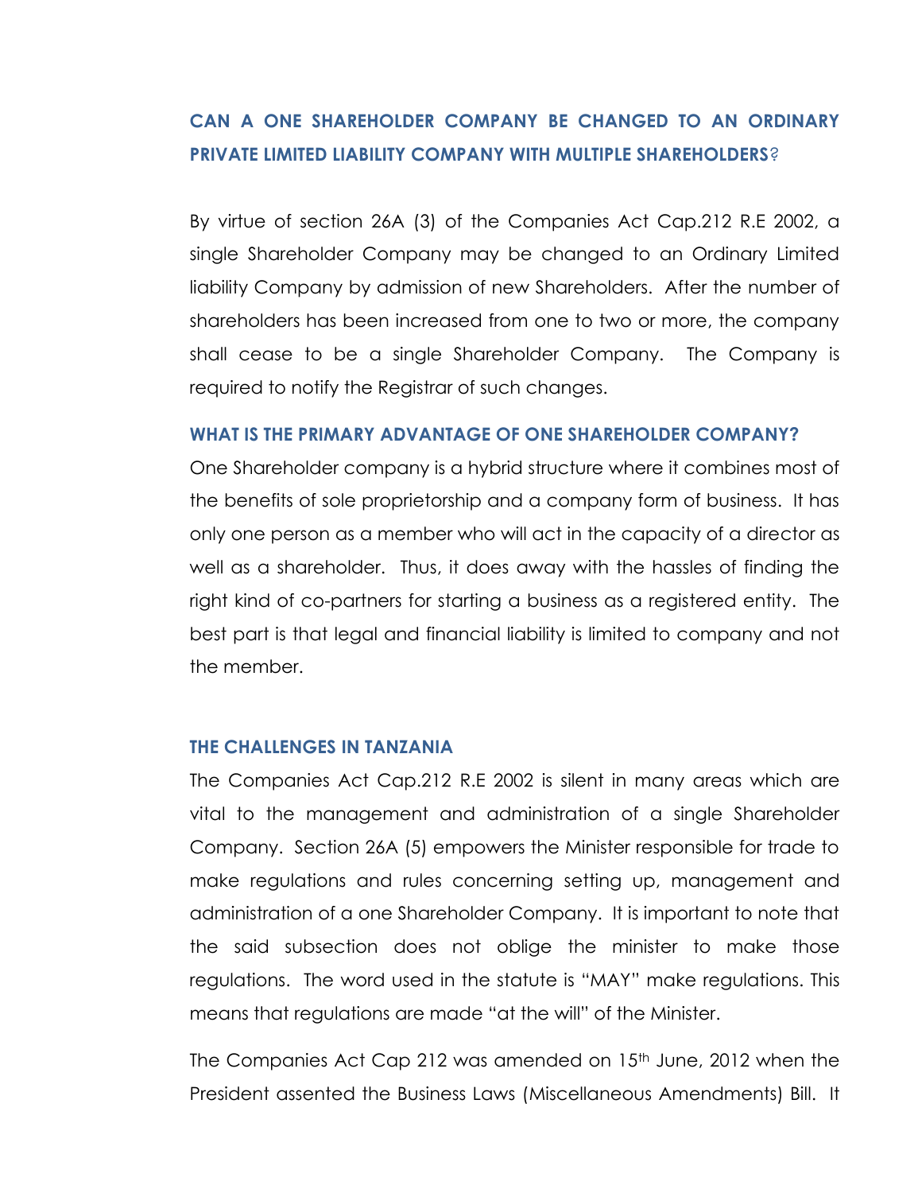## CAN A ONE SHAREHOLDER COMPANY BE CHANGED TO AN ORDINARY PRIVATE LIMITED LIABILITY COMPANY WITH MULTIPLE SHAREHOLDERS?

By virtue of section 26A (3) of the Companies Act Cap.212 R.E 2002, a single Shareholder Company may be changed to an Ordinary Limited liability Company by admission of new Shareholders. After the number of shareholders has been increased from one to two or more, the company shall cease to be a single Shareholder Company. The Company is required to notify the Registrar of such changes.

### WHAT IS THE PRIMARY ADVANTAGE OF ONE SHAREHOLDER COMPANY?

One Shareholder company is a hybrid structure where it combines most of the benefits of sole proprietorship and a company form of business. It has only one person as a member who will act in the capacity of a director as well as a shareholder. Thus, it does away with the hassles of finding the right kind of co-partners for starting a business as a registered entity. The best part is that legal and financial liability is limited to company and not the member.

### THE CHALLENGES IN TANZANIA

The Companies Act Cap.212 R.E 2002 is silent in many areas which are vital to the management and administration of a single Shareholder Company. Section 26A (5) empowers the Minister responsible for trade to make regulations and rules concerning setting up, management and administration of a one Shareholder Company. It is important to note that the said subsection does not oblige the minister to make those regulations. The word used in the statute is "MAY" make regulations. This means that regulations are made "at the will" of the Minister.

The Companies Act Cap 212 was amended on 15th June, 2012 when the President assented the Business Laws (Miscellaneous Amendments) Bill. It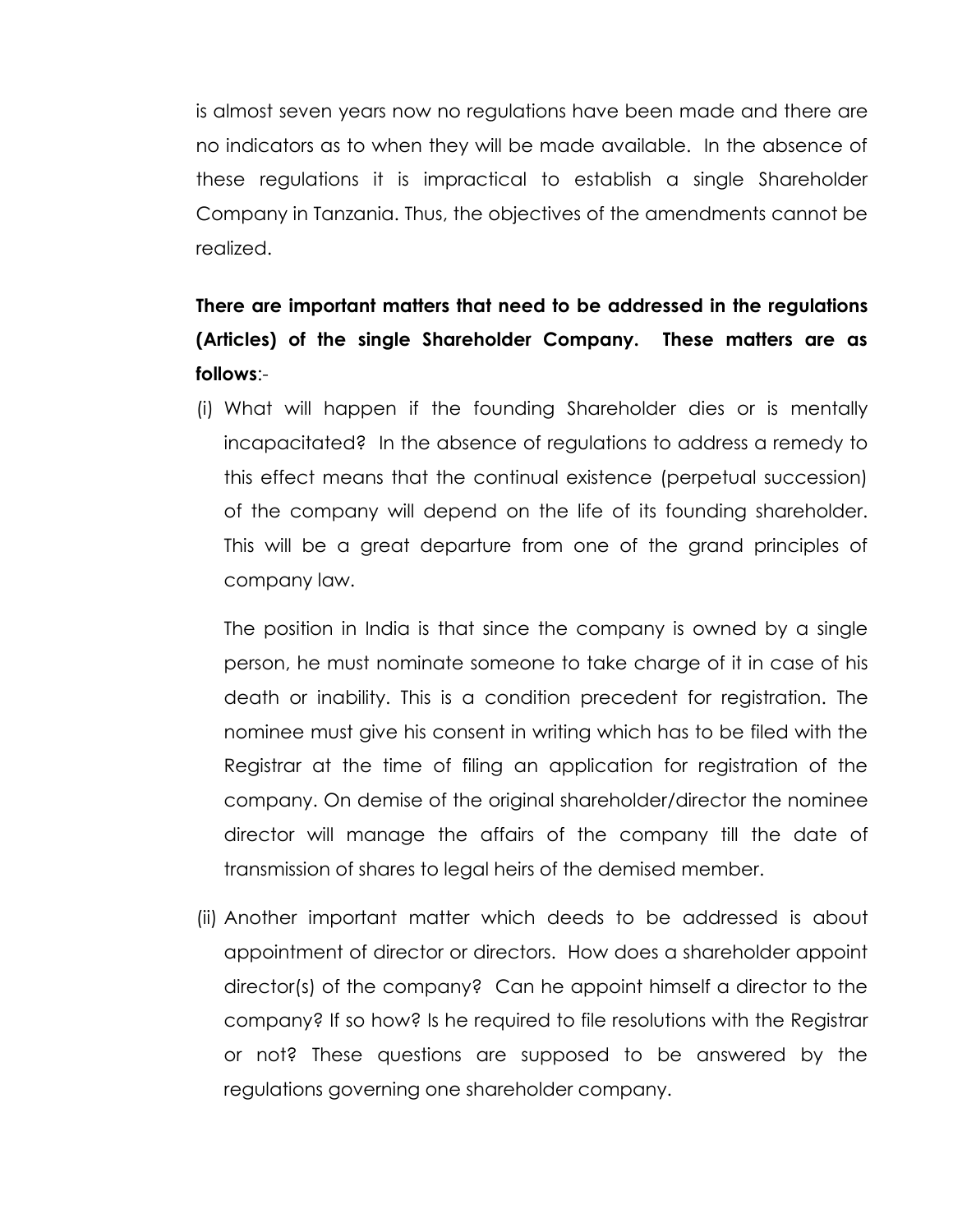is almost seven years now no regulations have been made and there are no indicators as to when they will be made available. In the absence of these regulations it is impractical to establish a single Shareholder Company in Tanzania. Thus, the objectives of the amendments cannot be realized.

**There are important matters that need to be addressed in the regulations (Articles) of the single Shareholder Company. These matters are as follows**:-

(i) What will happen if the founding Shareholder dies or is mentally incapacitated? In the absence of regulations to address a remedy to this effect means that the continual existence (perpetual succession) of the company will depend on the life of its founding shareholder. This will be a great departure from one of the grand principles of company law.

   The position in India is that since the company is owned by a single person, he must nominate someone to take charge of it in case of his death or inability. This is a condition precedent for registration. The nominee must give his consent in writing which has to be filed with the Registrar at the time of filing an application for registration of the company. On demise of the original shareholder/director the nominee director will manage the affairs of the company till the date of transmission of shares to legal heirs of the demised member.

(ii) Another important matter which deeds to be addressed is about appointment of director or directors. How does a shareholder appoint director(s) of the company? Can he appoint himself a director to the company? If so how? Is he required to file resolutions with the Registrar or not? These questions are supposed to be answered by the regulations governing one shareholder company.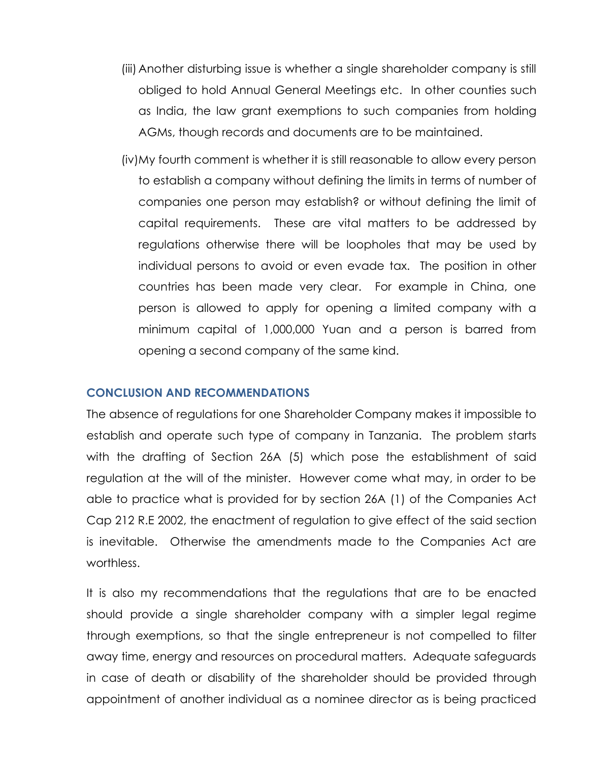(iii) Another disturbing issue is whether a single shareholder company is still obliged to hold Annual General Meetings etc. In other counties such as India, the law grant exemptions to such companies from holding AGMs, though records and documents are to be maintained.

(iv) My fourth comment is whether it is still reasonable to allow every person to establish a company without defining the limits in terms of number of companies one person may establish? or without defining the limit of capital requirements. These are vital matters to be addressed by regulations otherwise there will be loopholes that may be used by individual persons to avoid or even evade tax. The position in other countries has been made very clear. For example in China, one person is allowed to apply for opening a limited company with a minimum capital of 1,000,000 Yuan and a person is barred from opening a second company of the same kind.

## CONCLUSION AND RECOMMENDATIONS

The absence of regulations for one Shareholder Company makes it impossible to establish and operate such type of company in Tanzania. The problem starts with the drafting of Section 26A (5) which pose the establishment of said regulation at the will of the minister. However come what may, in order to be able to practice what is provided for by section 26A (1) of the Companies Act Cap 212 R.E 2002, the enactment of regulation to give effect of the said section is inevitable. Otherwise the amendments made to the Companies Act are worthless.

It is also my recommendations that the regulations that are to be enacted should provide a single shareholder company with a simpler legal regime through exemptions, so that the single entrepreneur is not compelled to filter away time, energy and resources on procedural matters. Adequate safeguards in case of death or disability of the shareholder should be provided through appointment of another individual as a nominee director as is being practiced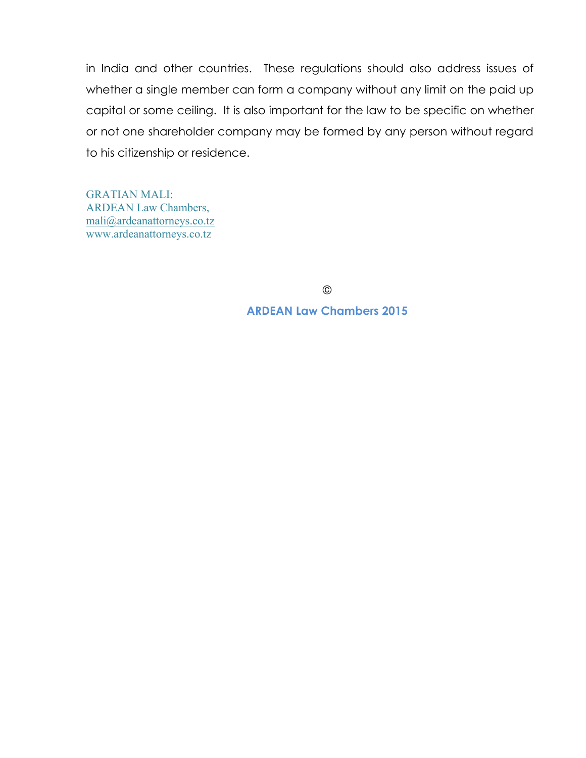in India and other countries. These regulations should also address issues of whether a single member can form a company without any limit on the paid up capital or some ceiling. It is also important for the law to be specific on whether or not one shareholder company may be formed by any person without regard to his citizenship or residence.

GRATIAN MALI:
ARDEAN Law Chambers,
mali@ardeanattorneys.co.tz
www.ardeanattorneys.co.tz

©

**ARDEAN Law Chambers 2015**